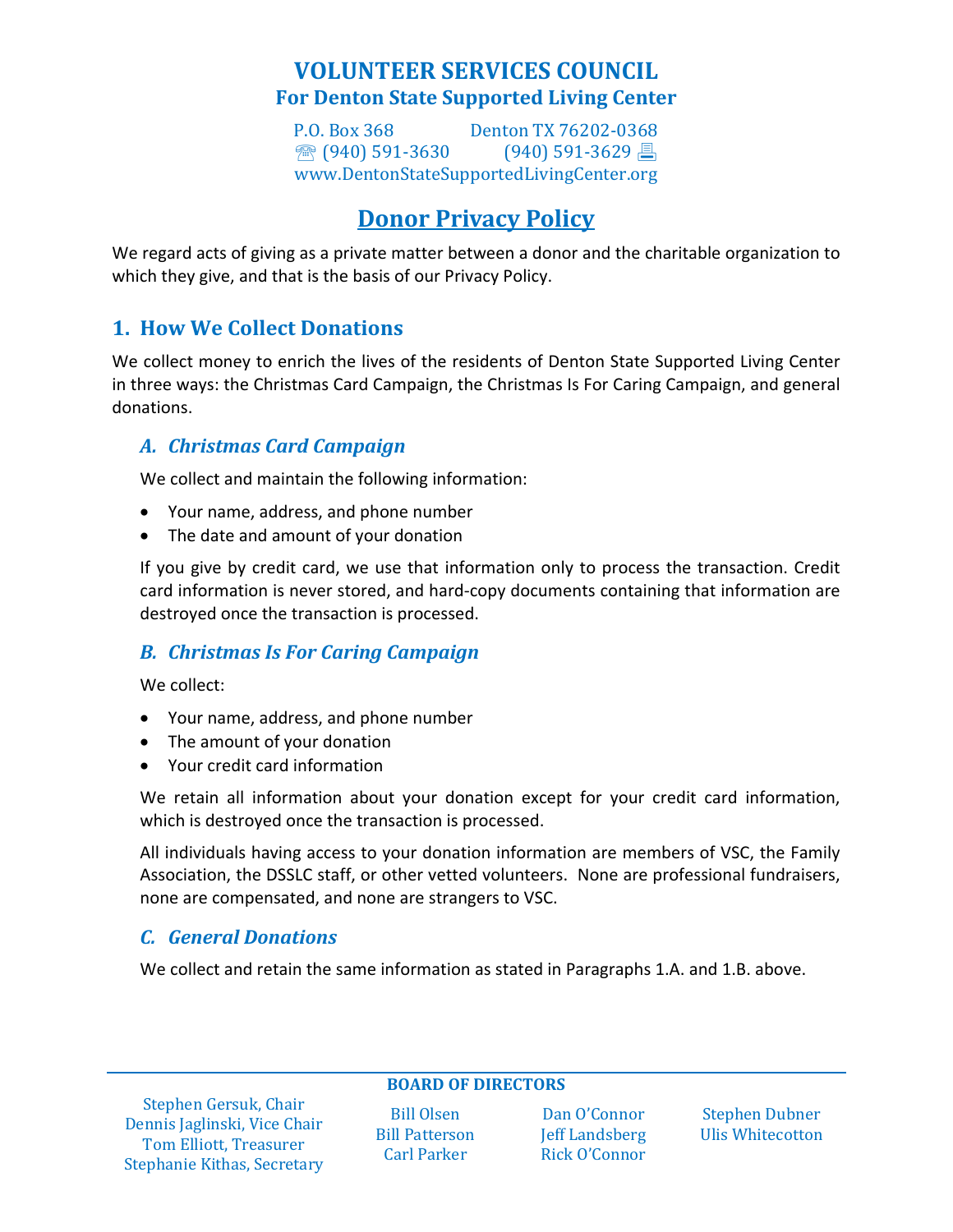# VOLUNTEER SERVICES COUNCIL

## For Denton State Supported Living Center

P.O. Box 368 Denton TX 76202-0368
☏ (940) 591-3630 (940) 591-3629 🖶
www.DentonStateSupportedLivingCenter.org

## Donor Privacy Policy

We regard acts of giving as a private matter between a donor and the charitable organization to which they give, and that is the basis of our Privacy Policy.

## 1. How We Collect Donations

We collect money to enrich the lives of the residents of Denton State Supported Living Center in three ways: the Christmas Card Campaign, the Christmas Is For Caring Campaign, and general donations.

### *A. Christmas Card Campaign*

We collect and maintain the following information:

- Your name, address, and phone number
- The date and amount of your donation

If you give by credit card, we use that information only to process the transaction. Credit card information is never stored, and hard-copy documents containing that information are destroyed once the transaction is processed.

### *B. Christmas Is For Caring Campaign*

We collect:

- Your name, address, and phone number
- The amount of your donation
- Your credit card information

We retain all information about your donation except for your credit card information, which is destroyed once the transaction is processed.

All individuals having access to your donation information are members of VSC, the Family Association, the DSSLC staff, or other vetted volunteers. None are professional fundraisers, none are compensated, and none are strangers to VSC.

### *C. General Donations*

We collect and retain the same information as stated in Paragraphs 1.A. and 1.B. above.

**BOARD OF DIRECTORS**

Stephen Gersuk, Chair
Dennis Jaglinski, Vice Chair
Tom Elliott, Treasurer
Stephanie Kithas, Secretary

Bill Olsen
Bill Patterson
Carl Parker

Dan O'Connor
Jeff Landsberg
Rick O'Connor

Stephen Dubner
Ulis Whitecotton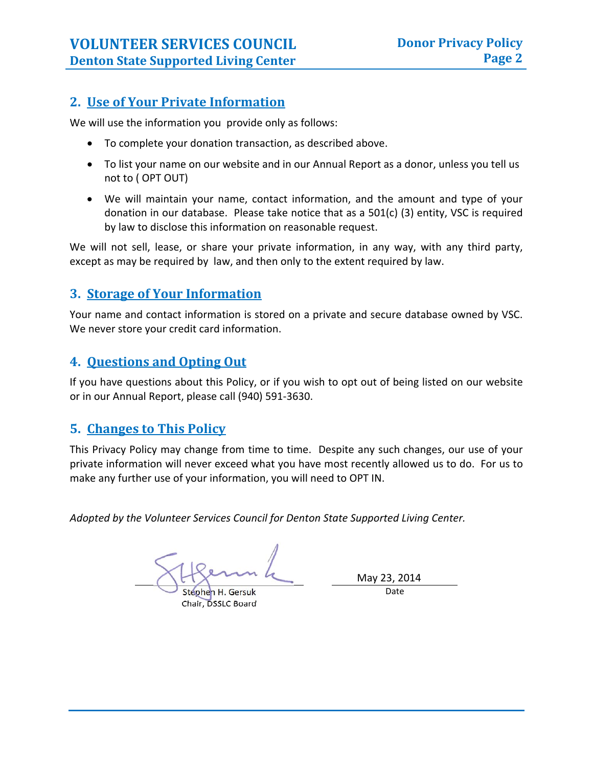## 2. Use of Your Private Information

We will use the information you provide only as follows:

- To complete your donation transaction, as described above.
- To list your name on our website and in our Annual Report as a donor, unless you tell us not to ( OPT OUT)
- We will maintain your name, contact information, and the amount and type of your donation in our database. Please take notice that as a 501(c) (3) entity, VSC is required by law to disclose this information on reasonable request.

We will not sell, lease, or share your private information, in any way, with any third party, except as may be required by law, and then only to the extent required by law.

## 3. Storage of Your Information

Your name and contact information is stored on a private and secure database owned by VSC. We never store your credit card information.

## 4. Questions and Opting Out

If you have questions about this Policy, or if you wish to opt out of being listed on our website or in our Annual Report, please call (940) 591-3630.

## 5. Changes to This Policy

This Privacy Policy may change from time to time. Despite any such changes, our use of your private information will never exceed what you have most recently allowed us to do. For us to make any further use of your information, you will need to OPT IN.

*Adopted by the Volunteer Services Council for Denton State Supported Living Center.*

Stephen H. Gersuk
Chair, DSSLC Board

May 23, 2014
Date